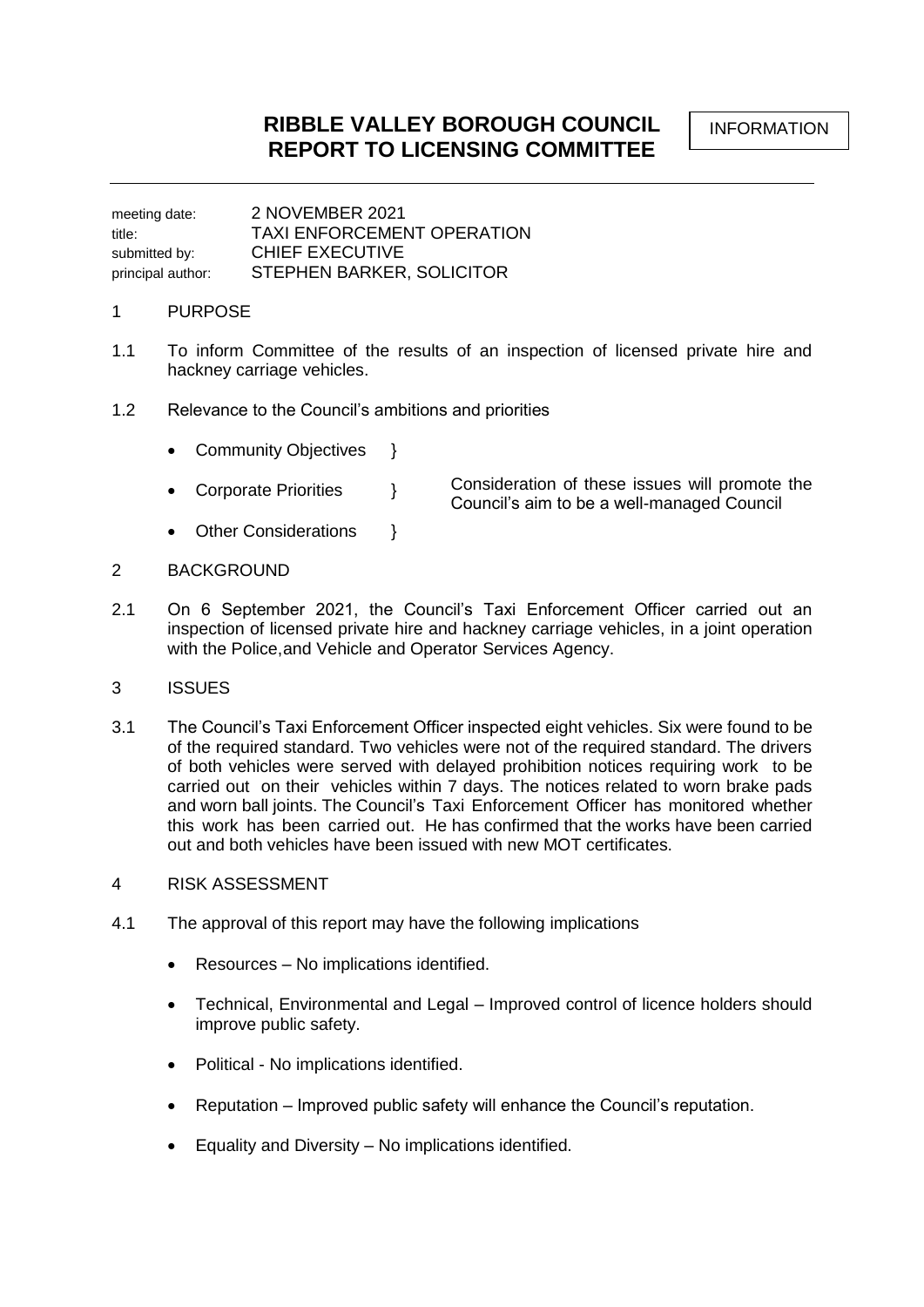# RIBBLE VALLEY BOROUGH COUNCIL
# REPORT TO LICENSING COMMITTEE

INFORMATION

---

meeting date: 2 NOVEMBER 2021
title: TAXI ENFORCEMENT OPERATION
submitted by: CHIEF EXECUTIVE
principal author: STEPHEN BARKER, SOLICITOR

## 1 PURPOSE

1.1 To inform Committee of the results of an inspection of licensed private hire and hackney carriage vehicles.

1.2 Relevance to the Council's ambitions and priorities

- Community Objectives }
- Corporate Priorities } Consideration of these issues will promote the Council's aim to be a well-managed Council
- Other Considerations }

## 2 BACKGROUND

2.1 On 6 September 2021, the Council's Taxi Enforcement Officer carried out an inspection of licensed private hire and hackney carriage vehicles, in a joint operation with the Police,and Vehicle and Operator Services Agency.

## 3 ISSUES

3.1 The Council's Taxi Enforcement Officer inspected eight vehicles. Six were found to be of the required standard. Two vehicles were not of the required standard. The drivers of both vehicles were served with delayed prohibition notices requiring work to be carried out on their vehicles within 7 days. The notices related to worn brake pads and worn ball joints. The Council's Taxi Enforcement Officer has monitored whether this work has been carried out. He has confirmed that the works have been carried out and both vehicles have been issued with new MOT certificates.

## 4 RISK ASSESSMENT

4.1 The approval of this report may have the following implications

- Resources – No implications identified.
- Technical, Environmental and Legal – Improved control of licence holders should improve public safety.
- Political - No implications identified.
- Reputation – Improved public safety will enhance the Council's reputation.
- Equality and Diversity – No implications identified.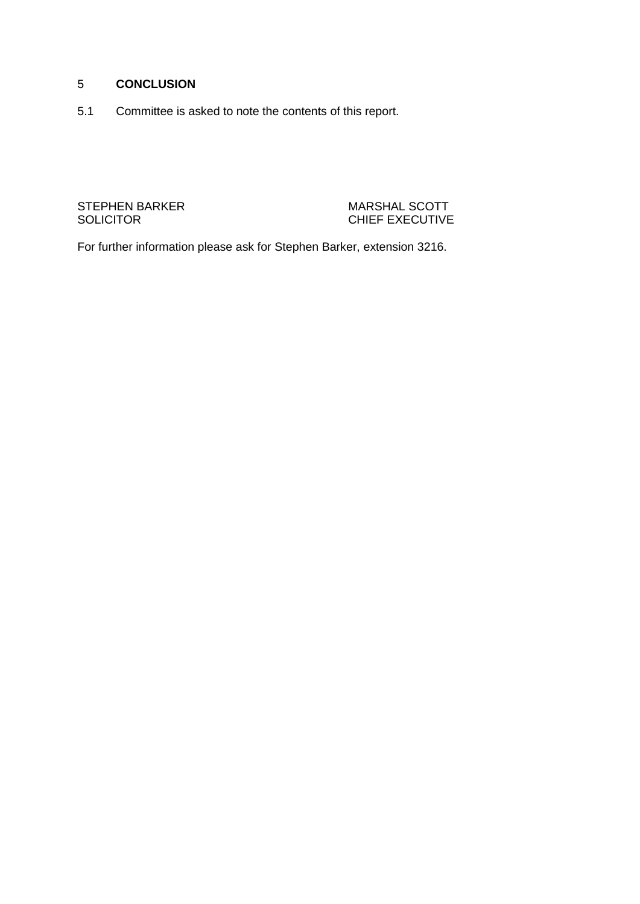## 5 CONCLUSION

5.1 Committee is asked to note the contents of this report.

| | |
|---|---|
| STEPHEN BARKER<br>SOLICITOR | MARSHAL SCOTT<br>CHIEF EXECUTIVE |

For further information please ask for Stephen Barker, extension 3216.